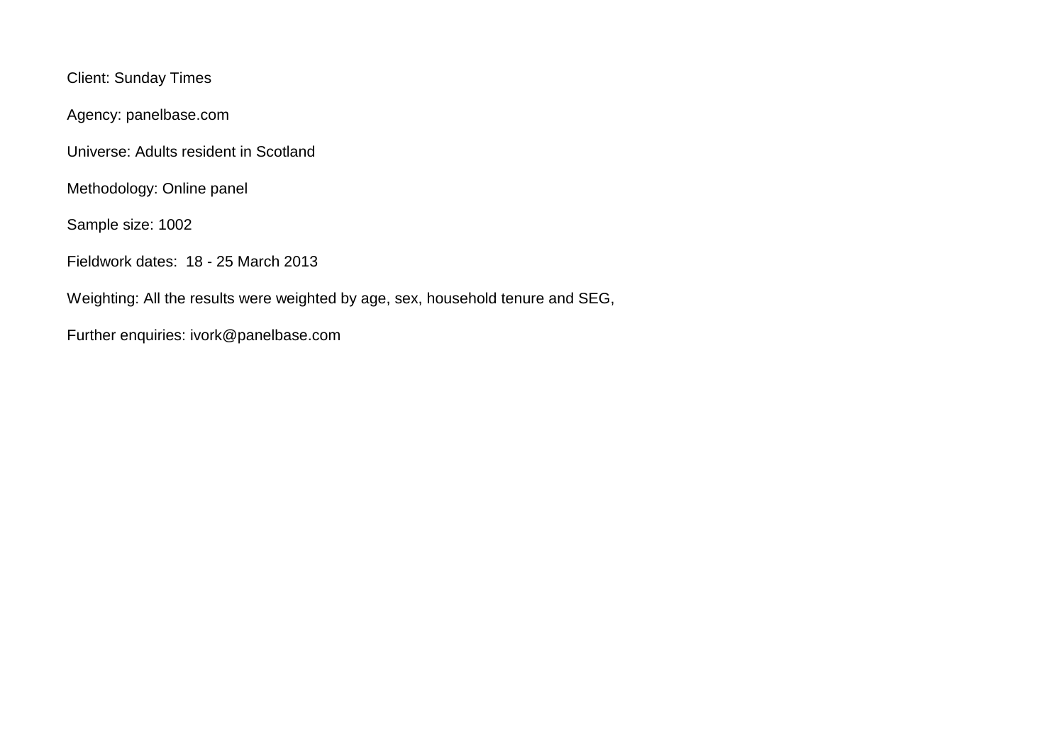Client: Sunday Times

Agency: panelbase.com

Universe: Adults resident in Scotland

Methodology: Online panel

Sample size: 1002

Fieldwork dates:  18 - 25 March 2013

Weighting: All the results were weighted by age, sex, household tenure and SEG,

Further enquiries: ivork@panelbase.com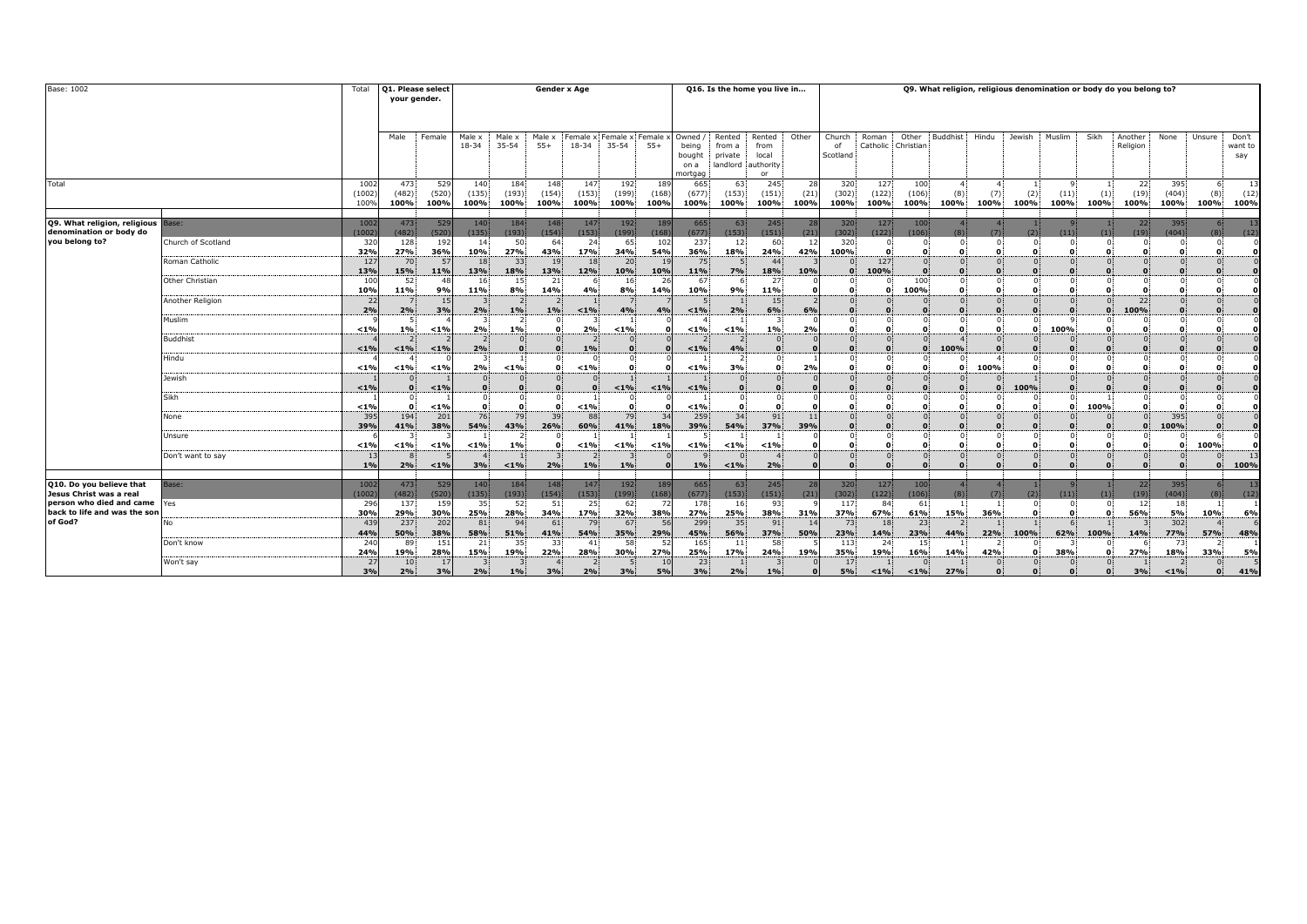Base: 1002

| | | Total | Q1. Please select your gender. | | Gender x Age | | | | | | Q16. Is the home you live in... | | | | Q9. What religion, religious denomination or body do you belong to? | | | | | | | | | | | | |
|---|---|---|---|---|---|---|---|---|---|---|---|---|---|---|---|---|---|---|---|---|---|---|---|---|---|---|---|
| | | | Male | Female | Male x 18-34 | Male x 35-54 | Male x 55+ | Female x 18-34 | Female x 35-54 | Female x 55+ | Owned / being bought on a mortgag | Rented from a private landlord | Rented from local authority or | Other | Church of Scotland | Roman Catholic | Other Christian | Buddhist | Hindu | Jewish | Muslim | Sikh | Another Religion | None | Unsure | Don't want to say |
| Total | | 1002 (1002) 100% | 473 (482) 100% | 529 (520) 100% | 140 (135) 100% | 184 (193) 100% | 148 (154) 100% | 147 (153) 100% | 192 (199) 100% | 189 (168) 100% | 665 (677) 100% | 63 (153) 100% | 245 (151) 100% | 28 (21) 100% | 320 (302) 100% | 127 (122) 100% | 100 (106) 100% | 4 (8) 100% | 4 (7) 100% | 1 (2) 100% | 9 (11) 100% | 1 (1) 100% | 22 (19) 100% | 395 (404) 100% | 6 (8) 100% | 13 (12) 100% |
| Q9. What religion, religious denomination or body do you belong to? | Base: | 1002 (1002) | 473 (482) | 529 (520) | 140 (135) | 184 (193) | 148 (154) | 147 (153) | 192 (199) | 189 (168) | 665 (677) | 63 (153) | 245 (151) | 28 (21) | 320 (302) | 127 (122) | 100 (106) | 4 (8) | 4 (7) | 1 (2) | 9 (11) | 1 (1) | 22 (19) | 395 (404) | 6 (8) | 13 (12) |
| | Church of Scotland | 320 32% | 128 27% | 192 36% | 14 10% | 50 27% | 64 43% | 24 17% | 65 34% | 102 54% | 237 36% | 12 18% | 60 24% | 12 42% | 320 100% | 0 0 | 0 0 | 0 0 | 0 0 | 0 0 | 0 0 | 0 0 | 0 0 | 0 0 | 0 0 | 0 0 |
| | Roman Catholic | 127 13% | 70 15% | 57 11% | 18 13% | 33 18% | 19 13% | 18 12% | 20 10% | 19 10% | 75 11% | 5 7% | 44 18% | 3 10% | 0 0 | 127 100% | 0 0 | 0 0 | 0 0 | 0 0 | 0 0 | 0 0 | 0 0 | 0 0 | 0 0 | 0 0 |
| | Other Christian | 100 10% | 52 11% | 48 9% | 16 11% | 15 8% | 21 14% | 6 4% | 16 8% | 26 14% | 67 10% | 6 9% | 27 11% | 0 0 | 0 0 | 0 0 | 100 100% | 0 0 | 0 0 | 0 0 | 0 0 | 0 0 | 0 0 | 0 0 | 0 0 | 0 0 |
| | Another Religion | 22 2% | 7 2% | 15 3% | 3 2% | 2 1% | 2 1% | 1 <1% | 7 4% | 7 4% | 5 <1% | 1 2% | 15 6% | 2 6% | 0 0 | 0 0 | 0 0 | 0 0 | 0 0 | 0 0 | 0 0 | 0 0 | 22 100% | 0 0 | 0 0 | 0 0 |
| | Muslim | 9 <1% | 5 1% | 4 <1% | 3 2% | 2 1% | 0 0 | 3 2% | 1 <1% | 0 0 | 4 <1% | 1 <1% | 3 1% | 0 2% | 0 0 | 0 0 | 0 0 | 0 0 | 0 0 | 0 0 | 9 100% | 0 0 | 0 0 | 0 0 | 0 0 | 0 0 |
| | Buddhist | 4 <1% | 2 <1% | 2 <1% | 2 2% | 0 0 | 0 0 | 2 1% | 0 0 | 0 0 | 2 <1% | 2 4% | 0 0 | 0 0 | 0 0 | 0 0 | 0 0 | 4 100% | 0 0 | 0 0 | 0 0 | 0 0 | 0 0 | 0 0 | 0 0 | 0 0 |
| | Hindu | 4 <1% | 4 <1% | 0 <1% | 3 2% | 1 <1% | 0 0 | 0 <1% | 0 0 | 0 0 | 1 <1% | 2 3% | 0 0 | 1 2% | 0 0 | 0 0 | 0 0 | 0 0 | 4 100% | 0 0 | 0 0 | 0 0 | 0 0 | 0 0 | 0 0 | 0 0 |
| | Jewish | 1 <1% | 0 0 | 1 <1% | 0 0 | 0 0 | 0 0 | 0 0 | 1 <1% | 1 <1% | 1 <1% | 0 0 | 0 0 | 0 0 | 0 0 | 0 0 | 0 0 | 0 0 | 0 0 | 1 100% | 0 0 | 0 0 | 0 0 | 0 0 | 0 0 | 0 0 |
| | Sikh | 1 <1% | 0 0 | 1 <1% | 0 0 | 0 0 | 0 0 | 1 <1% | 0 0 | 0 0 | 1 <1% | 0 0 | 0 0 | 0 0 | 0 0 | 0 0 | 0 0 | 0 0 | 0 0 | 0 0 | 0 0 | 1 100% | 0 0 | 0 0 | 0 0 | 0 0 |
| | None | 395 39% | 194 41% | 201 38% | 76 54% | 79 43% | 39 26% | 88 60% | 79 41% | 34 18% | 259 39% | 34 54% | 91 37% | 11 39% | 0 0 | 0 0 | 0 0 | 0 0 | 0 0 | 0 0 | 0 0 | 0 0 | 0 0 | 395 100% | 0 0 | 0 0 |
| | Unsure | 6 <1% | 3 <1% | 3 <1% | 1 <1% | 2 1% | 0 0 | 1 <1% | 1 <1% | 1 <1% | 5 <1% | 1 <1% | 1 <1% | 0 0 | 0 0 | 0 0 | 0 0 | 0 0 | 0 0 | 0 0 | 0 0 | 0 0 | 0 0 | 0 0 | 6 100% | 0 0 |
| | Don't want to say | 13 1% | 8 2% | 5 <1% | 4 3% | 1 <1% | 3 2% | 2 1% | 3 1% | 0 0 | 9 1% | 0 <1% | 4 2% | 0 0 | 0 0 | 0 0 | 0 0 | 0 0 | 0 0 | 0 0 | 0 0 | 0 0 | 0 0 | 0 0 | 0 0 | 13 100% |
| Q10. Do you believe that Jesus Christ was a real person who died and came back to life and was the son of God? | Base: | 1002 (1002) | 473 (482) | 529 (520) | 140 (135) | 184 (193) | 148 (154) | 147 (153) | 192 (199) | 189 (168) | 665 (677) | 63 (153) | 245 (151) | 28 (21) | 320 (302) | 127 (122) | 100 (106) | 4 (8) | 4 (7) | 1 (2) | 9 (11) | 1 (1) | 22 (19) | 395 (404) | 6 (8) | 13 (12) |
| | Yes | 296 30% | 137 29% | 159 30% | 35 25% | 52 28% | 51 34% | 25 17% | 62 32% | 72 38% | 178 27% | 16 25% | 93 38% | 9 31% | 117 37% | 84 67% | 61 61% | 1 15% | 1 36% | 0 0 | 0 0 | 0 0 | 12 56% | 18 5% | 1 10% | 1 6% |
| | No | 439 44% | 237 50% | 202 38% | 81 58% | 94 51% | 61 41% | 79 54% | 67 35% | 56 29% | 299 45% | 35 56% | 91 37% | 14 50% | 73 23% | 18 14% | 23 23% | 2 44% | 1 22% | 1 100% | 6 62% | 1 100% | 3 14% | 302 77% | 4 57% | 6 48% |
| | Don't know | 240 24% | 89 19% | 151 28% | 21 15% | 35 19% | 33 22% | 41 28% | 58 30% | 52 27% | 165 25% | 11 17% | 58 24% | 5 19% | 113 35% | 24 19% | 15 16% | 1 14% | 2 42% | 0 0 | 3 38% | 0 0 | 6 27% | 73 18% | 2 33% | 1 5% |
| | Won't say | 27 3% | 10 2% | 17 3% | 3 2% | 3 1% | 4 3% | 2 2% | 5 3% | 10 5% | 23 3% | 1 2% | 3 1% | 0 0 | 17 5% | 1 <1% | 0 <1% | 1 27% | 0 0 | 0 0 | 0 0 | 0 0 | 1 3% | 2 <1% | 0 0 | 5 41% |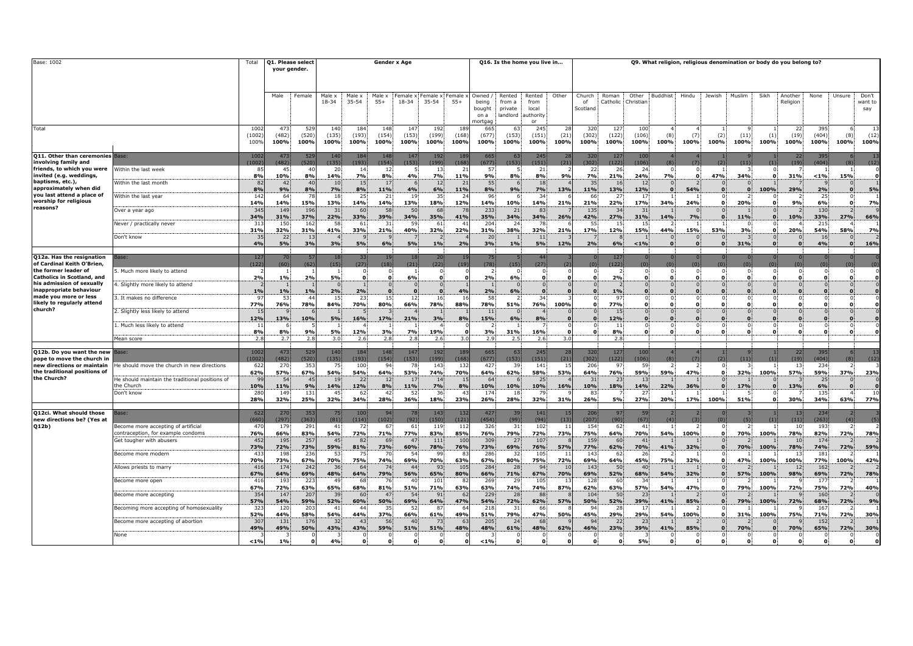| Base: 1002 | | Total | Q1. Please select your gender. | | Gender x Age | | | | | | Q16. Is the home you live in... | | | | Q9. What religion, religious denomination or body do you belong to? | | | | | | | | | | | |
|---|---|---|---|---|---|---|---|---|---|---|---|---|---|---|---|---|---|---|---|---|---|---|---|---|---|---|
| | | | Male | Female | Male x 18-34 | Male x 35-54 | Male x 55+ | Female x 18-34 | Female x 35-54 | Female x 55+ | Owned / being bought on a mortgag | Rented from a private landlord | Rented from local authority or | Other | Church of Scotland | Roman Catholic | Other Christian | Buddhist | Hindu | Jewish | Muslim | Sikh | Another Religion | None | Unsure | Don't want to say |
| Total | | 1002 | 473 | 529 | 140 | 184 | 148 | 147 | 192 | 189 | 665 | 63 | 245 | 28 | 320 | 127 | 100 | 4 | 4 | 1 | 9 | 1 | 22 | 395 | 6 | 13 |
| | | (1002) | (482) | (520) | (135) | (193) | (154) | (153) | (199) | (168) | (677) | (153) | (151) | (21) | (302) | (122) | (106) | (8) | (7) | (2) | (11) | (1) | (19) | (404) | (8) | (12) |
| | | 100% | 100% | 100% | 100% | 100% | 100% | 100% | 100% | 100% | 100% | 100% | 100% | 100% | 100% | 100% | 100% | 100% | 100% | 100% | 100% | 100% | 100% | 100% | 100% | 100% |
| Q11. Other than ceremonies involving family and friends, to which you were invited (e.g. weddings, baptisms, etc.), approximately when did you last attend a place of worship for religious reasons? | Base: | 1002 | 473 | 529 | 140 | 184 | 148 | 147 | 192 | 189 | 665 | 63 | 245 | 28 | 320 | 127 | 100 | 4 | 4 | 1 | 9 | 1 | 22 | 395 | 6 | 13 |
| | | (1002) | (482) | (520) | (135) | (193) | (154) | (153) | (199) | (168) | (677) | (153) | (151) | (21) | (302) | (122) | (106) | (8) | (7) | (2) | (11) | (1) | (19) | (404) | (8) | (12) |
| | Within the last week | 85 | 45 | 40 | 20 | 14 | 12 | 5 | 13 | 21 | 57 | 5 | 21 | 2 | 22 | 26 | 24 | 0 | 0 | 1 | 3 | 0 | 7 | 1 | 1 | 0 |
| | | 8% | 10% | 8% | 14% | 7% | 8% | 4% | 7% | 11% | 9% | 8% | 9% | 9% | 7% | 21% | 24% | 7% | 0 | 47% | 34% | 0 | 31% | <1% | 15% | 0 |
| | Within the last month | 82 | 42 | 40 | 10 | 15 | 17 | 6 | 12 | 21 | 55 | 6 | 18 | 4 | 35 | 16 | 12 | 0 | 2 | 0 | 0 | 1 | 7 | 9 | 0 | 1 |
| | | 8% | 9% | 8% | 7% | 8% | 11% | 4% | 6% | 11% | 8% | 9% | 7% | 13% | 11% | 13% | 12% | 0 | 54% | 0 | 0 | 100% | 29% | 2% | 0 | 5% |
| | Within the last year | 142 | 64 | 78 | 18 | 25 | 21 | 19 | 35 | 24 | 96 | 6 | 34 | 6 | 66 | 27 | 17 | 1 | 1 | 0 | 2 | 0 | 2 | 25 | 0 | 1 |
| | | 14% | 14% | 15% | 13% | 14% | 14% | 13% | 18% | 12% | 14% | 10% | 14% | 21% | 21% | 22% | 17% | 34% | 24% | 0 | 20% | 0 | 9% | 6% | 0 | 7% |
| | Over a year ago | 345 | 149 | 196 | 31 | 60 | 58 | 50 | 68 | 78 | 233 | 21 | 83 | 7 | 135 | 34 | 31 | 1 | 0 | 0 | 1 | 0 | 2 | 130 | 2 | 9 |
| | | 34% | 31% | 37% | 22% | 33% | 39% | 34% | 35% | 41% | 35% | 34% | 34% | 26% | 42% | 27% | 31% | 14% | 7% | 0 | 11% | 0 | 10% | 33% | 27% | 66% |
| | Never / practically never | 313 | 150 | 162 | 58 | 61 | 31 | 59 | 61 | 41 | 204 | 24 | 78 | 6 | 55 | 15 | 15 | 2 | 1 | 1 | 0 | 0 | 4 | 215 | 4 | 1 |
| | | 31% | 32% | 31% | 41% | 33% | 21% | 40% | 32% | 22% | 31% | 38% | 32% | 21% | 17% | 12% | 15% | 44% | 15% | 53% | 3% | 0 | 20% | 54% | 58% | 7% |
| | Don't know | 35 | 22 | 13 | 4 | 9 | 9 | 2 | 2 | 4 | 20 | 1 | 11 | 3 | 7 | 8 | 1 | 0 | 0 | 0 | 3 | 0 | 0 | 16 | 0 | 2 |
| | | 4% | 5% | 3% | 3% | 5% | 6% | 5% | 1% | 2% | 3% | 1% | 5% | 12% | 2% | 6% | <1% | 0 | 0 | 0 | 31% | 0 | 0 | 4% | 0 | 16% |
| Q12a. Has the resignation of Cardinal Keith O'Brien, the former leader of Catholics in Scotland, and his admission of sexually inappropriate behaviour made you more or less likely to regularly attend church? | Base: | 127 | 70 | 57 | 18 | 33 | 19 | 18 | 20 | 19 | 75 | 5 | 44 | 2 | 0 | 127 | 0 | 0 | 0 | 0 | 0 | 0 | 0 | 0 | 0 | 0 |
| | | (122) | (60) | (62) | (15) | (27) | (18) | (21) | (22) | (19) | (78) | (15) | (27) | (2) | (0) | (122) | (0) | (0) | (0) | (0) | (0) | (0) | (0) | (0) | (0) | (0) |
| | 5. Much more likely to attend | 2 | 1 | 1 | 1 | 0 | 0 | 1 | 0 | 0 | 2 | 0 | 0 | 0 | 0 | 2 | 0 | 0 | 0 | 0 | 0 | 0 | 0 | 0 | 0 | 0 |
| | | 2% | 1% | 2% | 5% | 0 | 0 | 6% | 0 | 0 | 2% | 6% | 0 | 0 | 0 | 2% | 0 | 0 | 0 | 0 | 0 | 0 | 0 | 0 | 0 | 0 |
| | 4. Slightly more likely to attend | 2 | 1 | 1 | 0 | 1 | 0 | 0 | 0 | 1 | 1 | 0 | 0 | 0 | 0 | 2 | 0 | 0 | 0 | 0 | 0 | 0 | 0 | 0 | 0 | 0 |
| | | 1% | 1% | 1% | 2% | 2% | 0 | 0 | 0 | 4% | 2% | 6% | 0 | 0 | 0 | 1% | 0 | 0 | 0 | 0 | 0 | 0 | 0 | 0 | 0 | 0 |
| | 3. It makes no difference | 97 | 53 | 44 | 15 | 23 | 15 | 12 | 16 | 16 | 58 | 0 | 34 | 2 | 0 | 97 | 0 | 0 | 0 | 0 | 0 | 0 | 0 | 0 | 0 | 0 |
| | | 77% | 76% | 78% | 84% | 70% | 80% | 66% | 78% | 88% | 78% | 51% | 76% | 100% | 0 | 77% | 0 | 0 | 0 | 0 | 0 | 0 | 0 | 0 | 0 | 0 |
| | 2. Slightly less likely to attend | 15 | 9 | 6 | 1 | 5 | 3 | 4 | 1 | 2 | 11 | 0 | 4 | 0 | 0 | 15 | 0 | 0 | 0 | 0 | 0 | 0 | 0 | 0 | 0 | 0 |
| | | 12% | 13% | 10% | 5% | 16% | 17% | 21% | 3% | 8% | 15% | 6% | 8% | 0 | 0 | 12% | 0 | 0 | 0 | 0 | 0 | 0 | 0 | 0 | 0 | 0 |
| | 1. Much less likely to attend | 11 | 6 | 5 | 1 | 4 | 1 | 1 | 4 | 0 | 2 | 5 | 7 | 0 | 0 | 11 | 0 | 0 | 0 | 0 | 0 | 0 | 0 | 0 | 0 | 0 |
| | | 8% | 8% | 9% | 5% | 12% | 3% | 7% | 19% | 0 | 3% | 31% | 16% | 0 | 0 | 8% | 0 | 0 | 0 | 0 | 0 | 0 | 0 | 0 | 0 | 0 |
| | Mean score | 2.8 | 2.7 | 2.8 | 3.0 | 2.6 | 2.8 | 2.8 | 2.6 | 3.0 | 2.9 | 2.5 | 2.6 | 3.0 | | 2.8 | | | | | | | | | | |
| Q12b. Do you want the new pope to move the church in new directions or maintain the traditional positions of the Church? | Base: | 1002 | 473 | 529 | 140 | 184 | 148 | 147 | 192 | 189 | 665 | 63 | 245 | 28 | 320 | 127 | 100 | 4 | 4 | 1 | 9 | 1 | 22 | 395 | 6 | 13 |
| | | (1002) | (482) | (520) | (135) | (193) | (154) | (153) | (199) | (168) | (677) | (153) | (151) | (21) | (302) | (122) | (106) | (8) | (7) | (2) | (11) | (1) | (19) | (404) | (8) | (12) |
| | He should move the church in new directions | 622 | 270 | 353 | 75 | 100 | 94 | 78 | 143 | 132 | 427 | 39 | 141 | 15 | 206 | 97 | 59 | 2 | 2 | 0 | 3 | 1 | 13 | 234 | 2 | 3 |
| | | 62% | 57% | 67% | 54% | 54% | 64% | 53% | 74% | 70% | 64% | 62% | 58% | 53% | 64% | 76% | 59% | 59% | 47% | 0 | 32% | 100% | 57% | 59% | 37% | 23% |
| | He should maintain the traditional positions of the Church | 99 | 54 | 45 | 19 | 22 | 12 | 17 | 14 | 15 | 64 | 6 | 25 | 4 | 31 | 23 | 13 | 1 | 1 | 0 | 1 | 0 | 3 | 25 | 0 | 0 |
| | | 10% | 11% | 9% | 14% | 12% | 8% | 11% | 7% | 8% | 10% | 10% | 10% | 16% | 10% | 18% | 14% | 22% | 36% | 0 | 17% | 0 | 13% | 6% | 0 | 0 |
| | Don't know | 280 | 149 | 131 | 45 | 62 | 42 | 52 | 36 | 43 | 174 | 18 | 79 | 9 | 83 | 7 | 27 | 1 | 1 | 1 | 5 | 0 | 7 | 135 | 4 | 10 |
| | | 28% | 32% | 25% | 32% | 34% | 28% | 36% | 18% | 23% | 26% | 28% | 32% | 31% | 26% | 5% | 27% | 20% | 17% | 100% | 51% | 0 | 30% | 34% | 63% | 77% |
| Q12ci. What should those new directions be? (Yes at Q12b) | Base: | 622 | 270 | 353 | 75 | 100 | 94 | 78 | 143 | 132 | 427 | 39 | 141 | 15 | 206 | 97 | 59 | 2 | 2 | 0 | 3 | 1 | 13 | 234 | 2 | 3 |
| | | (660) | (297) | (363) | (81) | (114) | (102) | (92) | (150) | (121) | (454) | (99) | (94) | (13) | (207) | (90) | (67) | (4) | (3) | (0) | (5) | (1) | (11) | (263) | (4) | (5) |
| | Become more accepting of artificial contraception, for example condoms | 470 | 179 | 291 | 41 | 72 | 67 | 61 | 119 | 112 | 326 | 31 | 102 | 11 | 154 | 62 | 41 | 1 | 2 | 0 | 2 | 1 | 10 | 193 | 2 | 2 |
| | | 76% | 66% | 83% | 54% | 72% | 71% | 78% | 83% | 85% | 76% | 79% | 72% | 73% | 75% | 64% | 70% | 54% | 100% | 0 | 70% | 100% | 78% | 82% | 72% | 78% |
| | Get tougher with abusers | 452 | 195 | 257 | 45 | 82 | 69 | 47 | 111 | 100 | 309 | 27 | 107 | 8 | 159 | 60 | 41 | 1 | 1 | 0 | 2 | 1 | 10 | 174 | 2 | 2 |
| | | 73% | 72% | 73% | 59% | 81% | 73% | 60% | 78% | 76% | 73% | 69% | 76% | 57% | 77% | 62% | 70% | 41% | 32% | 0 | 70% | 100% | 78% | 74% | 72% | 59% |
| | Become more modern | 433 | 198 | 236 | 53 | 75 | 70 | 54 | 99 | 83 | 286 | 32 | 105 | 11 | 143 | 62 | 26 | 2 | 1 | 0 | 1 | 1 | 13 | 181 | 2 | 1 |
| | | 70% | 73% | 67% | 70% | 75% | 74% | 69% | 70% | 63% | 67% | 80% | 75% | 72% | 69% | 64% | 45% | 75% | 32% | 0 | 47% | 100% | 100% | 77% | 100% | 42% |
| | Allows priests to marry | 416 | 174 | 242 | 36 | 64 | 74 | 44 | 93 | 105 | 284 | 28 | 94 | 10 | 143 | 50 | 40 | 1 | 1 | 0 | 2 | 1 | 12 | 162 | 2 | 2 |
| | | 67% | 64% | 69% | 48% | 64% | 79% | 56% | 65% | 80% | 66% | 71% | 67% | 70% | 69% | 52% | 68% | 54% | 32% | 0 | 57% | 100% | 98% | 69% | 72% | 78% |
| | Become more open | 416 | 193 | 223 | 49 | 68 | 76 | 40 | 101 | 82 | 269 | 29 | 105 | 13 | 128 | 60 | 34 | 1 | 1 | 0 | 2 | 1 | 9 | 177 | 2 | 1 |
| | | 67% | 72% | 63% | 65% | 68% | 81% | 51% | 71% | 63% | 63% | 74% | 74% | 87% | 62% | 63% | 57% | 54% | 47% | 0 | 79% | 100% | 72% | 75% | 72% | 40% |
| | Become more accepting | 354 | 147 | 207 | 39 | 60 | 47 | 54 | 91 | 62 | 229 | 28 | 88 | 8 | 104 | 50 | 23 | 1 | 2 | 0 | 2 | 1 | 9 | 160 | 2 | 0 |
| | | 57% | 54% | 59% | 52% | 60% | 50% | 69% | 64% | 47% | 54% | 72% | 62% | 57% | 50% | 52% | 39% | 41% | 85% | 0 | 79% | 100% | 72% | 68% | 72% | 9% |
| | Becoming more accepting of homosexuality | 323 | 120 | 203 | 41 | 44 | 35 | 52 | 87 | 64 | 218 | 31 | 66 | 8 | 94 | 28 | 17 | 1 | 2 | 0 | 1 | 1 | 9 | 167 | 2 | 1 |
| | | 52% | 44% | 58% | 54% | 44% | 37% | 66% | 61% | 49% | 51% | 79% | 47% | 50% | 45% | 29% | 29% | 54% | 100% | 0 | 31% | 100% | 75% | 71% | 72% | 30% |
| | Become more accepting of abortion | 307 | 131 | 176 | 32 | 43 | 56 | 40 | 73 | 63 | 205 | 24 | 68 | 9 | 94 | 22 | 23 | 1 | 2 | 0 | 2 | 0 | 9 | 152 | 2 | 1 |
| | | 49% | 49% | 50% | 43% | 43% | 59% | 51% | 51% | 48% | 48% | 61% | 48% | 62% | 46% | 23% | 39% | 41% | 85% | 0 | 70% | 0 | 70% | 65% | 72% | 30% |
| | None | 3 | 3 | 0 | 3 | 0 | 0 | 0 | 0 | 0 | 3 | 0 | 0 | 0 | 0 | 0 | 3 | 0 | 0 | 0 | 0 | 0 | 0 | 0 | 0 | 0 |
| | | <1% | 1% | 0 | 4% | 0 | 0 | 0 | 0 | 0 | <1% | 0 | 0 | 0 | 0 | 0 | 5% | 0 | 0 | 0 | 0 | 0 | 0 | 0 | 0 | 0 |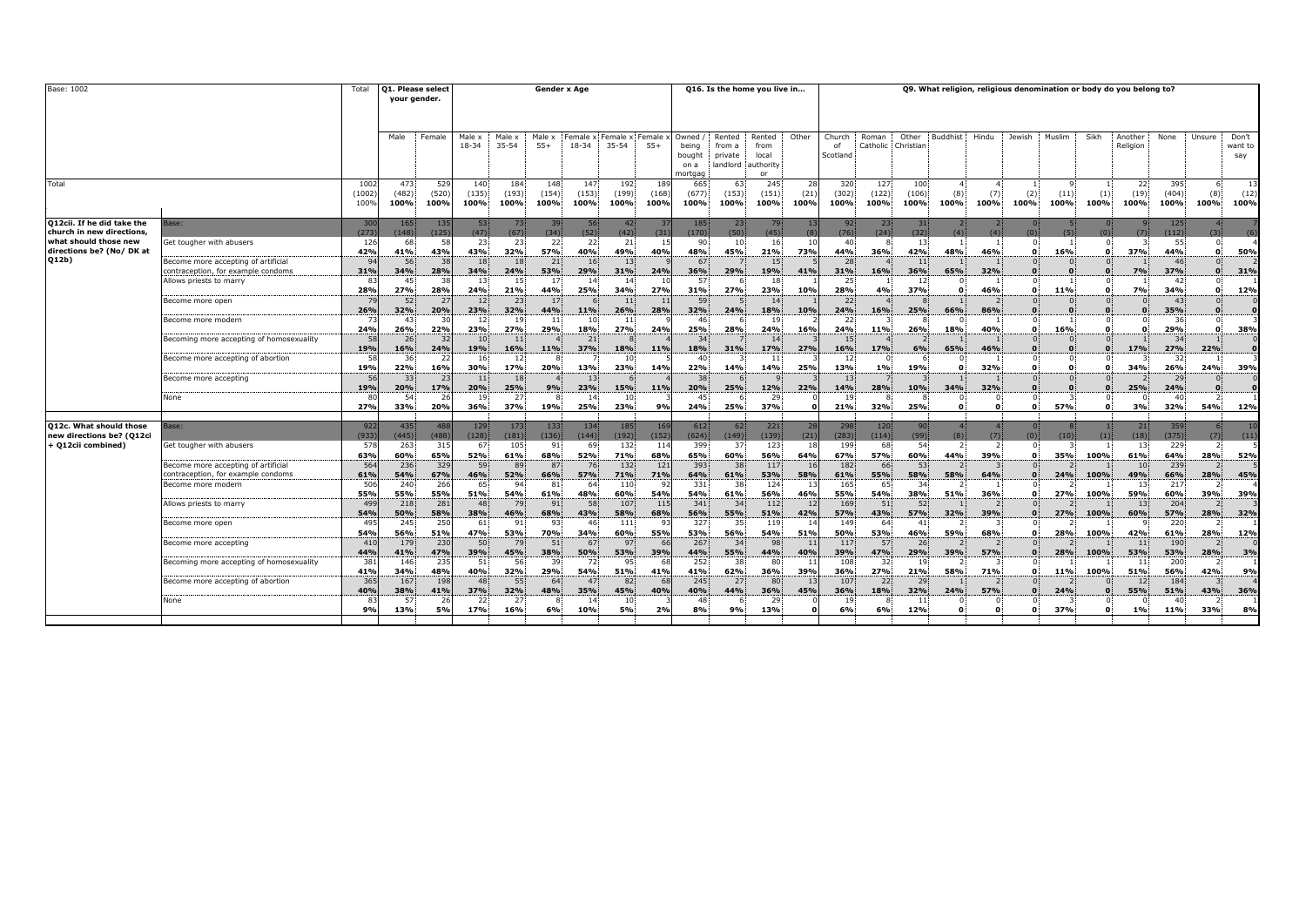| Base: 1002 | | Total | Q1. Please select your gender. | | Gender x Age | | | | | | Q16. Is the home you live in... | | | | Q9. What religion, religious denomination or body do you belong to? | | | | | | | | | | | |
|---|---|---|---|---|---|---|---|---|---|---|---|---|---|---|---|---|---|---|---|---|---|---|---|---|---|---|
| | | | Male | Female | Male x 18-34 | Male x 35-54 | Male x 55+ | Female x 18-34 | Female x 35-54 | Female x 55+ | Owned / being bought on a mortgag | Rented from a private landlord | Rented from local authority or | Other | Church of Scotland | Roman Catholic | Other Christian | Buddhist | Hindu | Jewish | Muslim | Sikh | Another Religion | None | Unsure | Don't want to say |
| Total | | 1002 | 473 | 529 | 140 | 184 | 148 | 147 | 192 | 189 | 665 | 63 | 245 | 28 | 320 | 127 | 100 | 4 | 4 | 1 | 9 | 1 | 22 | 395 | 6 | 13 |
| | | (1002) | (482) | (520) | (135) | (193) | (154) | (153) | (199) | (168) | (677) | (153) | (151) | (21) | (302) | (122) | (106) | (8) | (7) | (2) | (11) | (1) | (19) | (404) | (8) | (12) |
| | | 100% | 100% | 100% | 100% | 100% | 100% | 100% | 100% | 100% | 100% | 100% | 100% | 100% | 100% | 100% | 100% | 100% | 100% | 100% | 100% | 100% | 100% | 100% | 100% | 100% |
| Q12cii. If he did take the church in new directions, what should those new directions be? (No/ DK at Q12b) | Base: | 300 | 165 | 135 | 53 | 73 | 39 | 56 | 42 | 37 | 185 | 23 | 79 | 13 | 92 | 23 | 31 | 2 | 2 | 0 | 5 | 0 | 9 | 125 | 4 | 7 |
| | | (273) | (148) | (125) | (47) | (67) | (34) | (52) | (42) | (31) | (170) | (50) | (45) | (8) | (76) | (24) | (32) | (4) | (4) | (0) | (5) | (0) | (7) | (112) | (3) | (6) |
| | Get tougher with abusers | 126 | 68 | 58 | 23 | 23 | 22 | 22 | 21 | 15 | 90 | 10 | 16 | 10 | 40 | 8 | 13 | 1 | 1 | 0 | 1 | 0 | 3 | 55 | 0 | 4 |
| | | 42% | 41% | 43% | 43% | 32% | 57% | 40% | 49% | 40% | 48% | 45% | 21% | 73% | 44% | 36% | 42% | 48% | 46% | 0 | 16% | 0 | 37% | 44% | 0 | 50% |
| | Become more accepting of artificial contraception, for example condoms | 94 | 56 | 38 | 18 | 18 | 21 | 16 | 13 | 9 | 67 | 7 | 15 | 5 | 28 | 4 | 11 | 1 | 1 | 0 | 0 | 0 | 1 | 46 | 0 | 2 |
| | | 31% | 34% | 28% | 34% | 24% | 53% | 29% | 31% | 24% | 36% | 29% | 19% | 41% | 31% | 16% | 36% | 65% | 32% | 0 | 0 | 0 | 7% | 37% | 0 | 31% |
| | Allows priests to marry | 83 | 45 | 38 | 13 | 15 | 17 | 14 | 14 | 10 | 57 | 6 | 18 | 1 | 25 | 1 | 12 | 0 | 1 | 0 | 1 | 0 | 1 | 42 | 0 | 1 |
| | | 28% | 27% | 28% | 24% | 21% | 44% | 25% | 34% | 27% | 31% | 27% | 23% | 10% | 28% | 4% | 37% | 0 | 46% | 0 | 11% | 0 | 7% | 34% | 0 | 12% |
| | Become more open | 79 | 52 | 27 | 12 | 23 | 17 | 6 | 11 | 11 | 59 | 5 | 14 | 1 | 22 | 4 | 8 | 1 | 2 | 0 | 0 | 0 | 0 | 43 | 0 | 0 |
| | | 26% | 32% | 20% | 23% | 32% | 44% | 11% | 26% | 28% | 32% | 24% | 18% | 10% | 24% | 16% | 25% | 66% | 86% | 0 | 0 | 0 | 0 | 35% | 0 | 0 |
| | Become more modern | 73 | 43 | 30 | 12 | 19 | 11 | 10 | 11 | 9 | 46 | 6 | 19 | 2 | 22 | 3 | 8 | 0 | 1 | 0 | 1 | 0 | 0 | 36 | 0 | 3 |
| | | 24% | 26% | 22% | 23% | 27% | 29% | 18% | 27% | 24% | 25% | 28% | 24% | 16% | 24% | 11% | 26% | 18% | 40% | 0 | 16% | 0 | 0 | 29% | 0 | 38% |
| | Becoming more accepting of homosexuality | 58 | 26 | 32 | 10 | 11 | 4 | 21 | 8 | 4 | 34 | 7 | 14 | 3 | 15 | 4 | 2 | 1 | 1 | 0 | 0 | 0 | 1 | 34 | 1 | 0 |
| | | 19% | 16% | 24% | 19% | 16% | 11% | 37% | 18% | 11% | 18% | 31% | 17% | 27% | 16% | 17% | 6% | 65% | 46% | 0 | 0 | 0 | 17% | 27% | 22% | 0 |
| | Become more accepting of abortion | 58 | 36 | 22 | 16 | 12 | 8 | 7 | 10 | 5 | 40 | 3 | 11 | 3 | 12 | 0 | 6 | 0 | 1 | 0 | 0 | 0 | 3 | 32 | 1 | 3 |
| | | 19% | 22% | 16% | 30% | 17% | 20% | 13% | 23% | 14% | 22% | 14% | 14% | 25% | 13% | 1% | 19% | 0 | 32% | 0 | 0 | 0 | 34% | 26% | 24% | 39% |
| | Become more accepting | 56 | 33 | 23 | 11 | 18 | 4 | 13 | 6 | 4 | 38 | 6 | 9 | 3 | 13 | 7 | 3 | 1 | 1 | 0 | 0 | 0 | 2 | 29 | 0 | 0 |
| | | 19% | 20% | 17% | 20% | 25% | 9% | 23% | 15% | 11% | 20% | 25% | 12% | 22% | 14% | 28% | 10% | 34% | 32% | 0 | 0 | 0 | 25% | 24% | 0 | 0 |
| | None | 80 | 54 | 26 | 19 | 27 | 8 | 14 | 10 | 3 | 45 | 6 | 29 | 0 | 19 | 8 | 8 | 0 | 0 | 0 | 3 | 0 | 0 | 40 | 2 | 1 |
| | | 27% | 33% | 20% | 36% | 37% | 19% | 25% | 23% | 9% | 24% | 25% | 37% | 0 | 21% | 32% | 25% | 0 | 0 | 0 | 57% | 0 | 3% | 32% | 54% | 12% |
| Q12c. What should those new directions be? (Q12ci + Q12cii combined) | Base: | 922 | 435 | 488 | 129 | 173 | 133 | 134 | 185 | 169 | 612 | 62 | 221 | 28 | 298 | 120 | 90 | 4 | 4 | 0 | 8 | 1 | 21 | 359 | 6 | 10 |
| | | (933) | (445) | (488) | (128) | (181) | (136) | (144) | (192) | (152) | (624) | (149) | (139) | (21) | (283) | (114) | (99) | (8) | (7) | (0) | (10) | (1) | (18) | (375) | (7) | (11) |
| | Get tougher with abusers | 578 | 263 | 315 | 67 | 105 | 91 | 69 | 132 | 114 | 399 | 37 | 123 | 18 | 199 | 68 | 54 | 2 | 2 | 0 | 3 | 1 | 13 | 229 | 2 | 5 |
| | | 63% | 60% | 65% | 52% | 61% | 68% | 52% | 71% | 68% | 65% | 60% | 56% | 64% | 67% | 57% | 60% | 44% | 39% | 0 | 35% | 100% | 61% | 64% | 28% | 52% |
| | Become more accepting of artificial contraception, for example condoms | 564 | 236 | 329 | 59 | 89 | 87 | 76 | 132 | 121 | 393 | 38 | 117 | 16 | 182 | 66 | 53 | 2 | 3 | 0 | 2 | 1 | 10 | 239 | 2 | 5 |
| | | 61% | 54% | 67% | 46% | 52% | 66% | 57% | 71% | 71% | 64% | 61% | 53% | 58% | 61% | 55% | 58% | 58% | 64% | 0 | 24% | 100% | 49% | 66% | 28% | 45% |
| | Become more modern | 506 | 240 | 266 | 65 | 94 | 81 | 64 | 110 | 92 | 331 | 38 | 124 | 13 | 165 | 65 | 34 | 2 | 1 | 0 | 2 | 1 | 13 | 217 | 2 | 4 |
| | | 55% | 55% | 55% | 51% | 54% | 61% | 48% | 60% | 54% | 54% | 61% | 56% | 46% | 55% | 54% | 38% | 51% | 36% | 0 | 27% | 100% | 59% | 60% | 39% | 39% |
| | Allows priests to marry | 499 | 218 | 281 | 48 | 79 | 91 | 58 | 107 | 115 | 341 | 34 | 112 | 12 | 169 | 51 | 52 | 1 | 2 | 0 | 2 | 1 | 13 | 204 | 2 | 3 |
| | | 54% | 50% | 58% | 38% | 46% | 68% | 43% | 58% | 68% | 56% | 55% | 51% | 42% | 57% | 43% | 57% | 32% | 39% | 0 | 27% | 100% | 60% | 57% | 28% | 32% |
| | Become more open | 495 | 245 | 250 | 61 | 91 | 93 | 46 | 111 | 93 | 327 | 35 | 119 | 14 | 149 | 64 | 41 | 2 | 3 | 0 | 2 | 1 | 9 | 220 | 2 | 1 |
| | | 54% | 56% | 51% | 47% | 53% | 70% | 34% | 60% | 55% | 53% | 56% | 54% | 51% | 50% | 53% | 46% | 59% | 68% | 0 | 28% | 100% | 42% | 61% | 28% | 12% |
| | Become more accepting | 410 | 179 | 230 | 50 | 79 | 51 | 67 | 97 | 66 | 267 | 34 | 98 | 11 | 117 | 57 | 26 | 2 | 2 | 0 | 2 | 1 | 11 | 190 | 2 | 0 |
| | | 44% | 41% | 47% | 39% | 45% | 38% | 50% | 53% | 39% | 44% | 55% | 44% | 40% | 39% | 47% | 29% | 39% | 57% | 0 | 28% | 100% | 53% | 53% | 28% | 3% |
| | Becoming more accepting of homosexuality | 381 | 146 | 235 | 51 | 56 | 39 | 72 | 95 | 68 | 252 | 38 | 80 | 11 | 108 | 32 | 19 | 2 | 3 | 0 | 1 | 1 | 11 | 200 | 3 | 1 |
| | | 41% | 34% | 48% | 40% | 32% | 29% | 54% | 51% | 41% | 41% | 62% | 36% | 39% | 36% | 27% | 21% | 58% | 71% | 0 | 11% | 100% | 51% | 56% | 42% | 9% |
| | Become more accepting of abortion | 365 | 167 | 198 | 48 | 55 | 64 | 47 | 82 | 68 | 245 | 27 | 80 | 13 | 107 | 22 | 29 | 1 | 2 | 0 | 2 | 0 | 12 | 184 | 3 | 4 |
| | | 40% | 38% | 41% | 37% | 32% | 48% | 35% | 45% | 40% | 40% | 44% | 36% | 45% | 36% | 18% | 32% | 24% | 57% | 0 | 24% | 0 | 55% | 51% | 43% | 36% |
| | None | 83 | 57 | 26 | 22 | 27 | 8 | 14 | 10 | 3 | 48 | 6 | 29 | 0 | 19 | 8 | 11 | 0 | 0 | 0 | 3 | 0 | 0 | 40 | 2 | 1 |
| | | 9% | 13% | 5% | 17% | 16% | 6% | 10% | 5% | 2% | 8% | 9% | 13% | 0 | 6% | 6% | 12% | 0 | 0 | 0 | 37% | 0 | 1% | 11% | 33% | 8% |